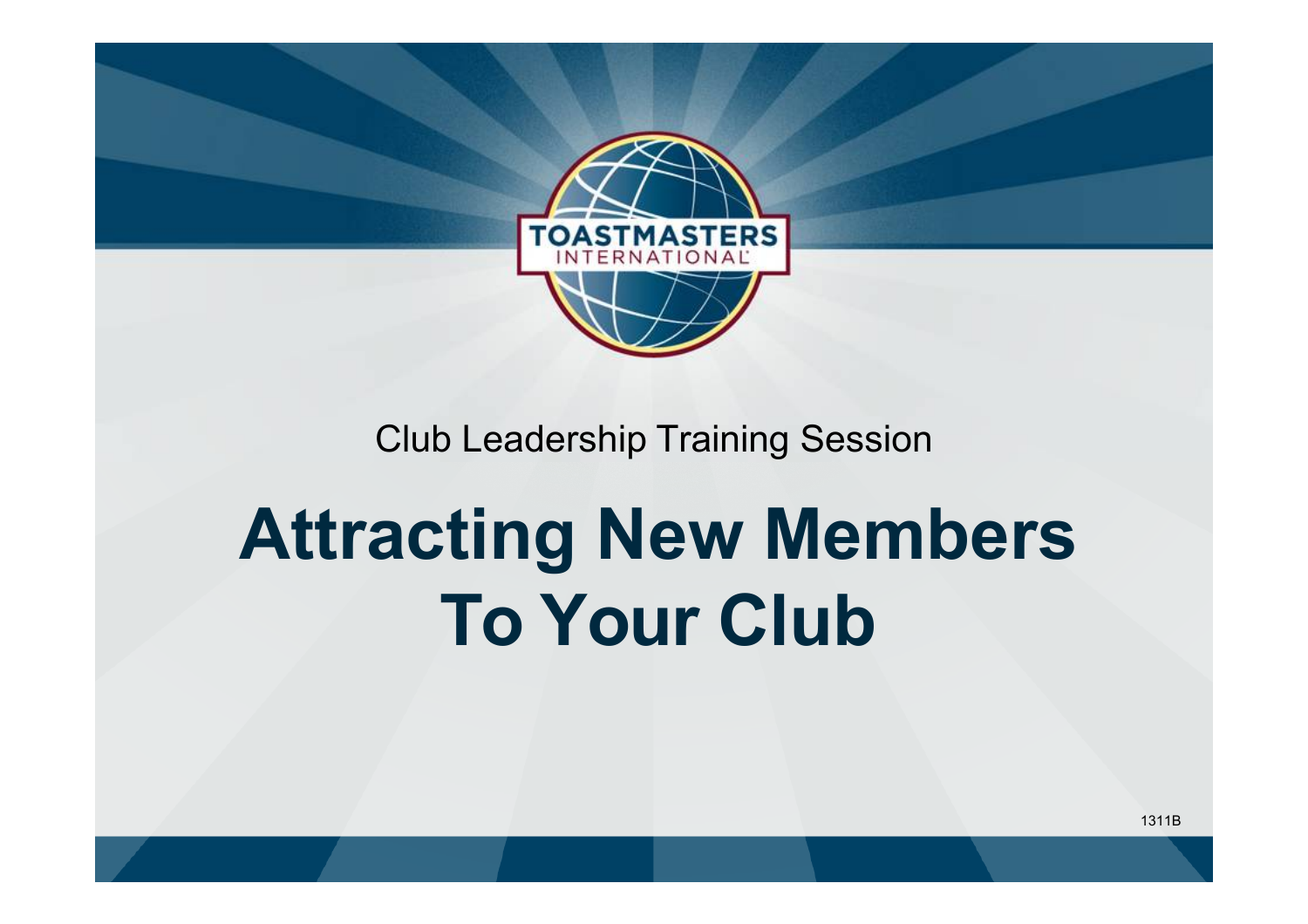Club Leadership Training Session

# Attracting New Members To Your Club

1311B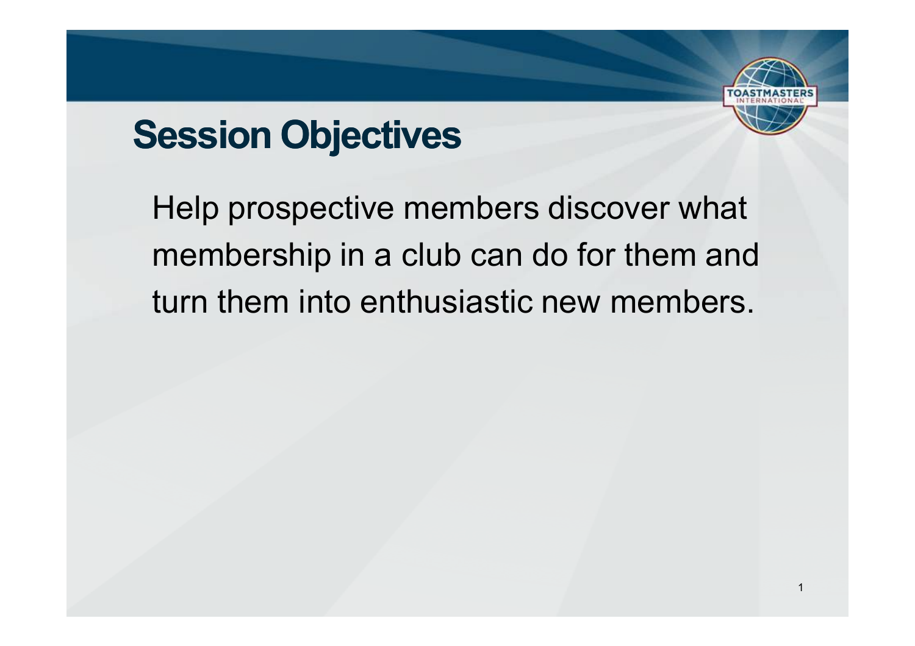# Session Objectives

Help prospective members discover what membership in a club can do for them and turn them into enthusiastic new members.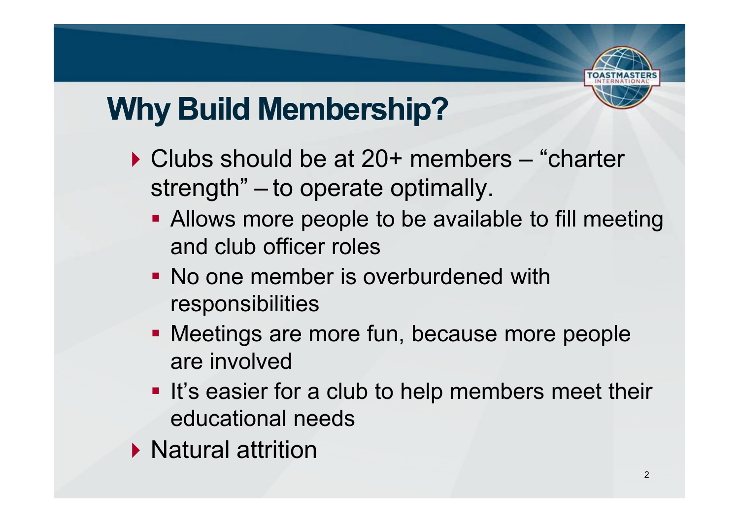# Why Build Membership?

- Clubs should be at 20+ members – "charter strength" – to operate optimally.
  - Allows more people to be available to fill meeting and club officer roles
  - No one member is overburdened with responsibilities
  - Meetings are more fun, because more people are involved
  - It's easier for a club to help members meet their educational needs
- Natural attrition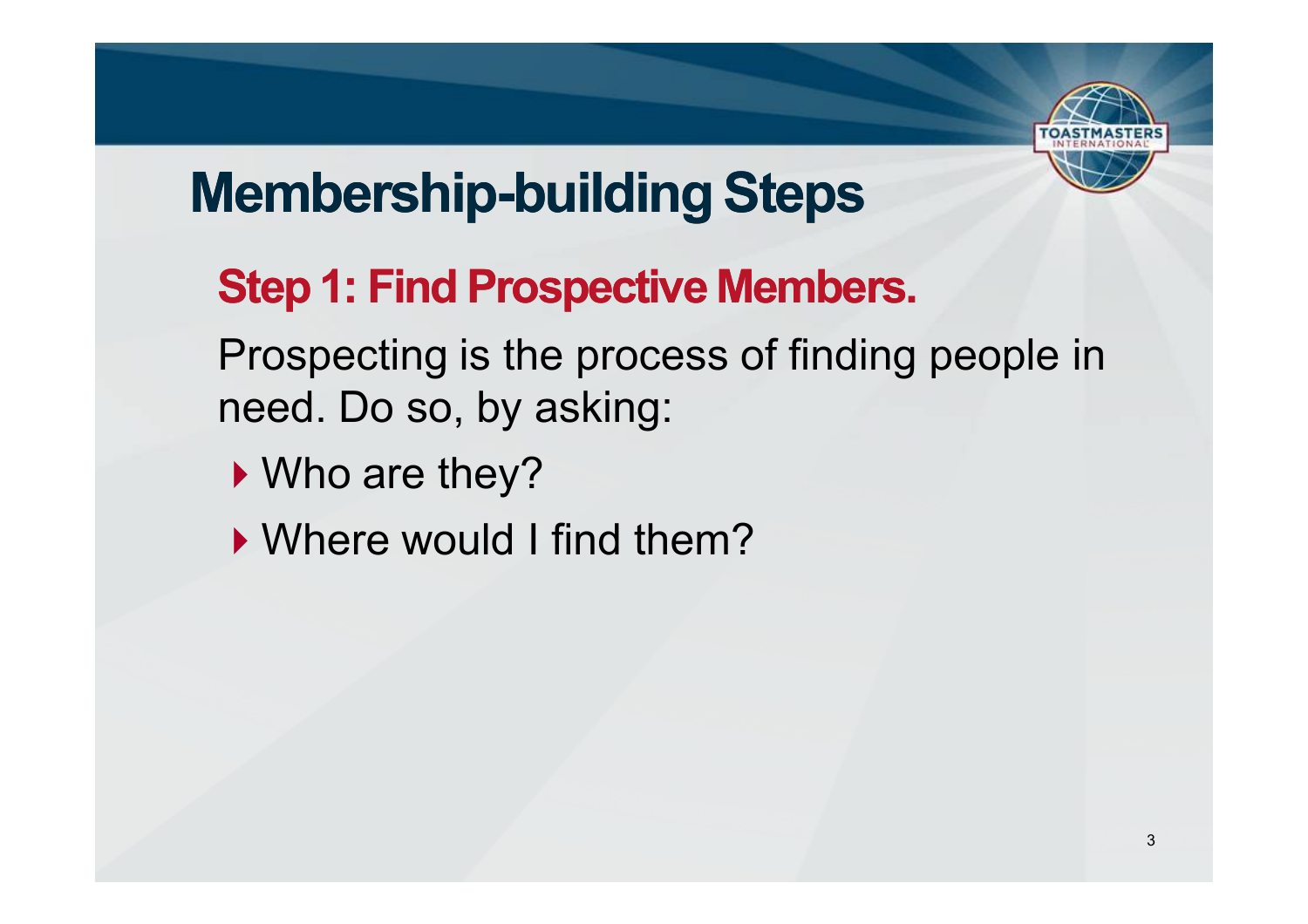# Membership-building Steps

## Step 1: Find Prospective Members.

Prospecting is the process of finding people in need. Do so, by asking:

- Who are they?
- Where would I find them?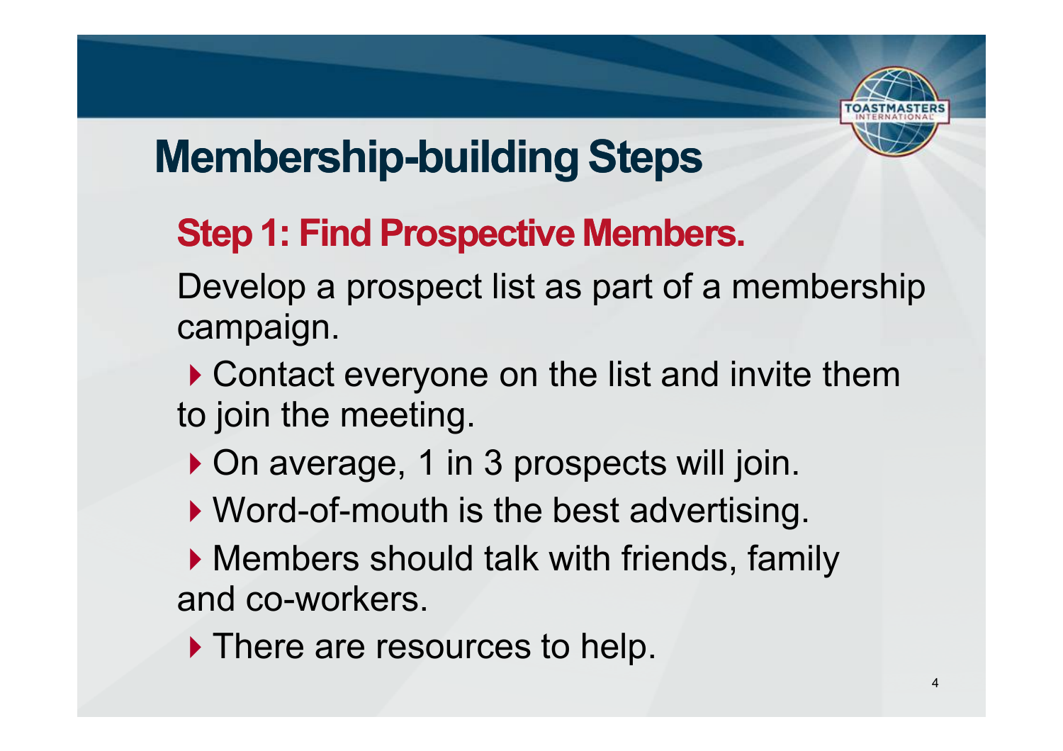# Membership-building Steps

## Step 1: Find Prospective Members.

Develop a prospect list as part of a membership campaign.

- Contact everyone on the list and invite them to join the meeting.
- On average, 1 in 3 prospects will join.
- Word-of-mouth is the best advertising.
- Members should talk with friends, family and co-workers.
- There are resources to help.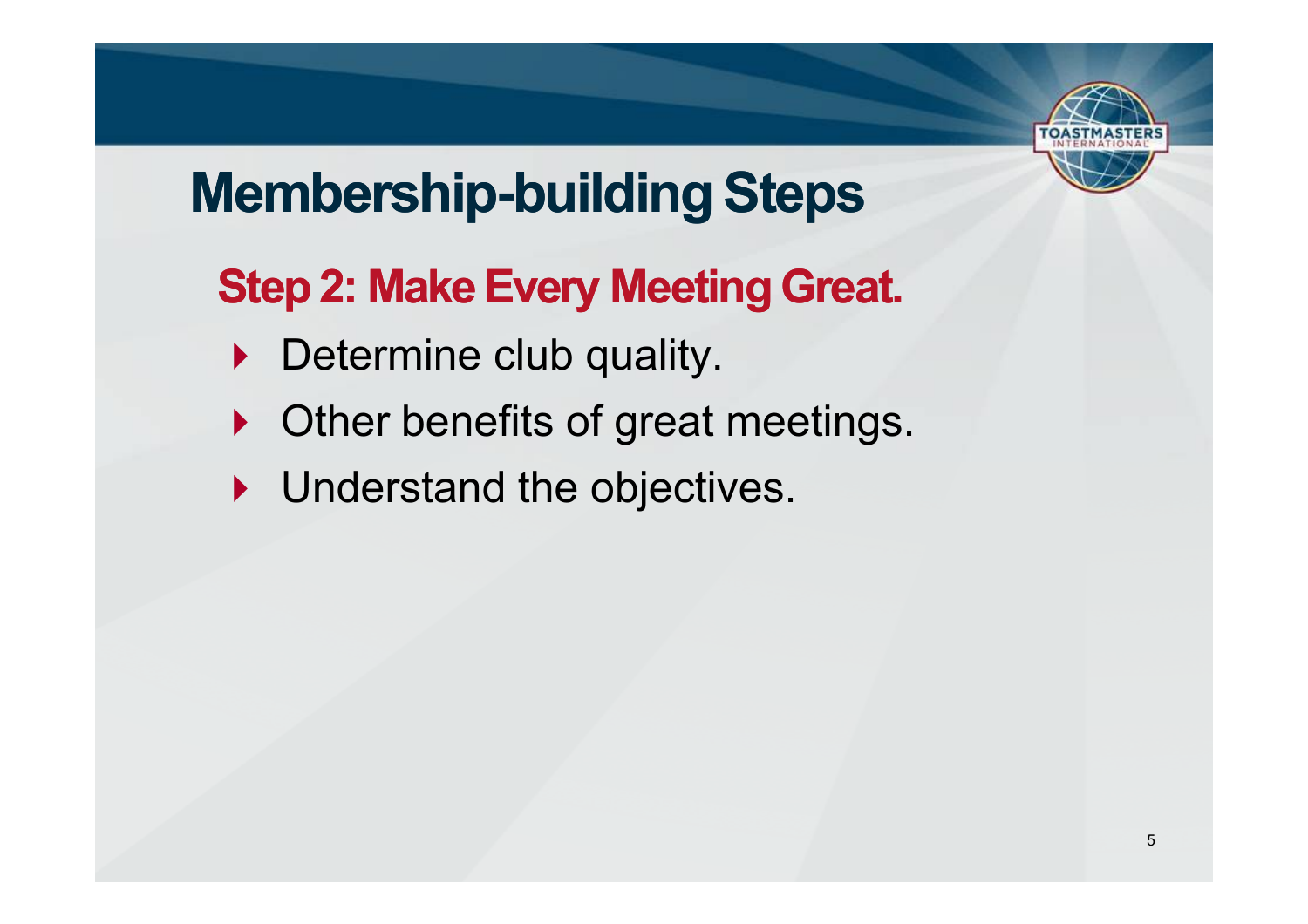# Membership-building Steps

## Step 2: Make Every Meeting Great.

- Determine club quality.
- Other benefits of great meetings.
- Understand the objectives.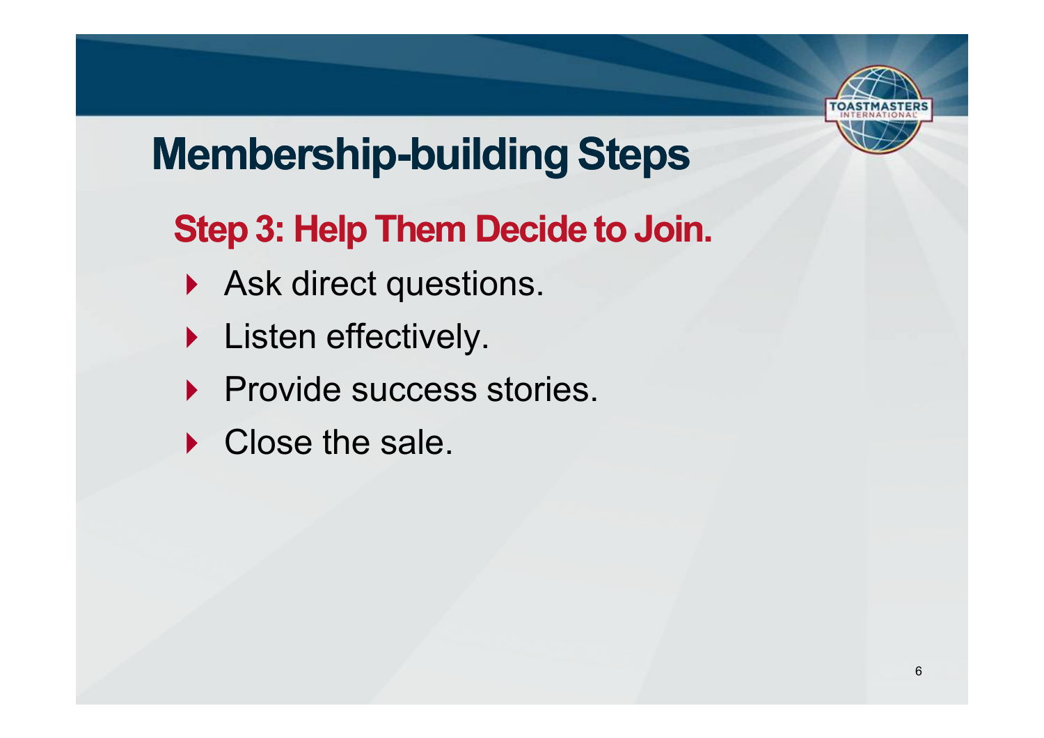# Membership-building Steps

## Step 3: Help Them Decide to Join.

- Ask direct questions.
- Listen effectively.
- Provide success stories.
- Close the sale.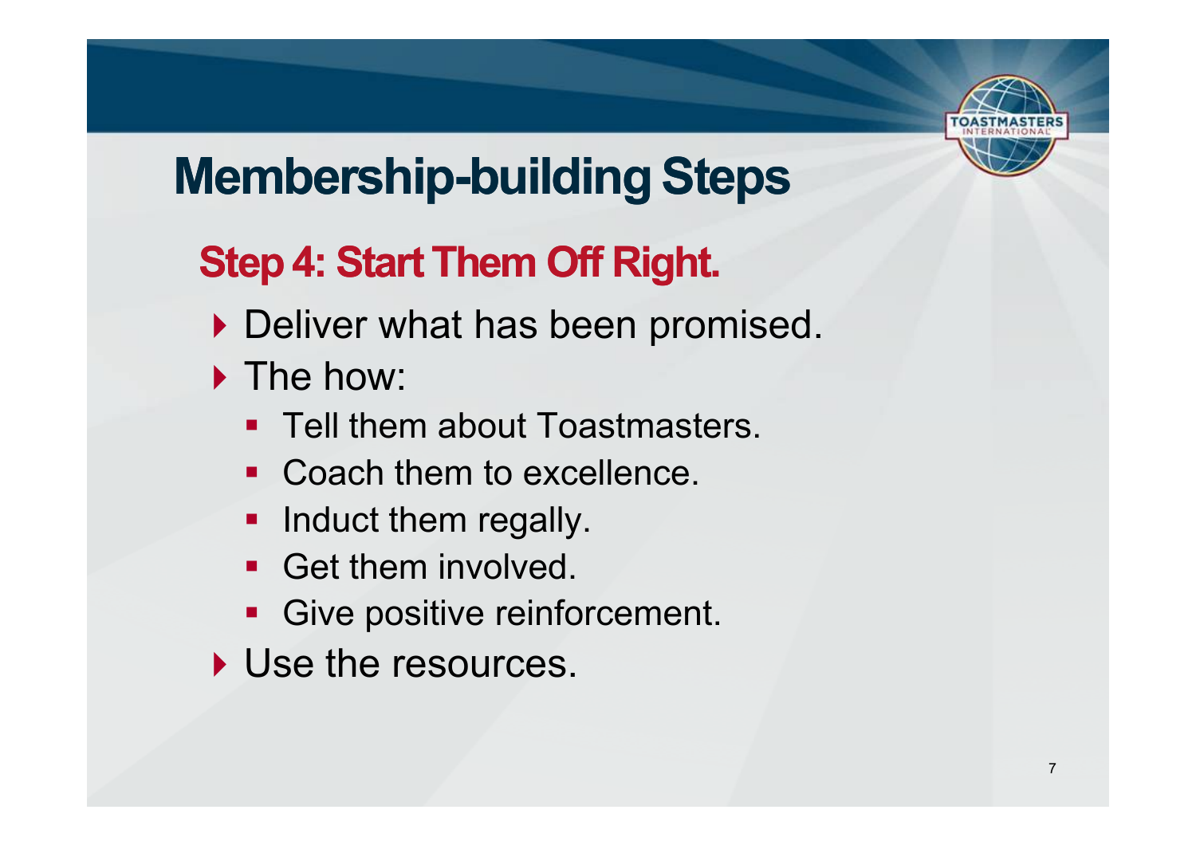# Membership-building Steps

## Step 4: Start Them Off Right.

- Deliver what has been promised.
- The how:
  - Tell them about Toastmasters.
  - Coach them to excellence.
  - Induct them regally.
  - Get them involved.
  - Give positive reinforcement.
- Use the resources.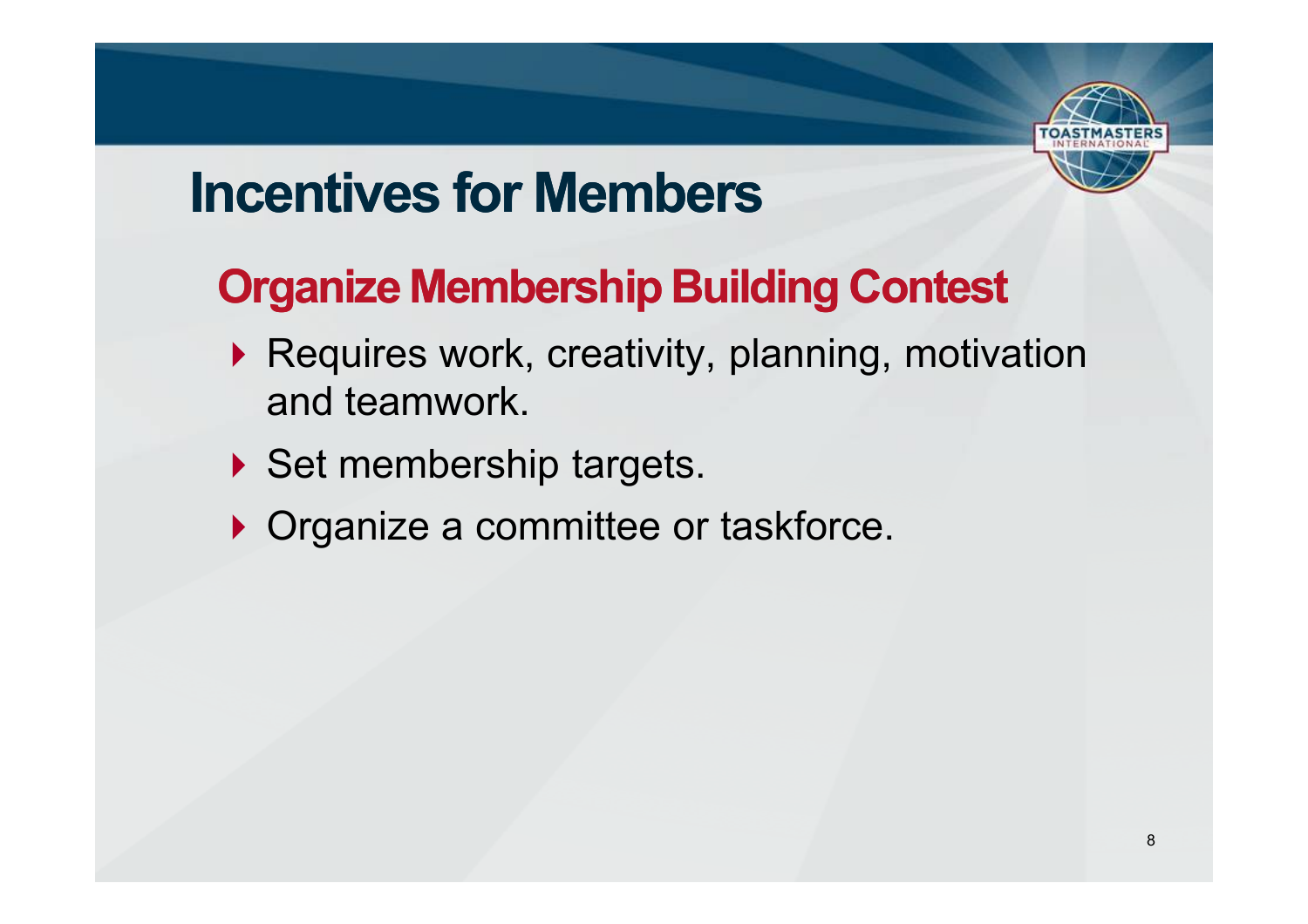# Incentives for Members

## Organize Membership Building Contest

- Requires work, creativity, planning, motivation and teamwork.
- Set membership targets.
- Organize a committee or taskforce.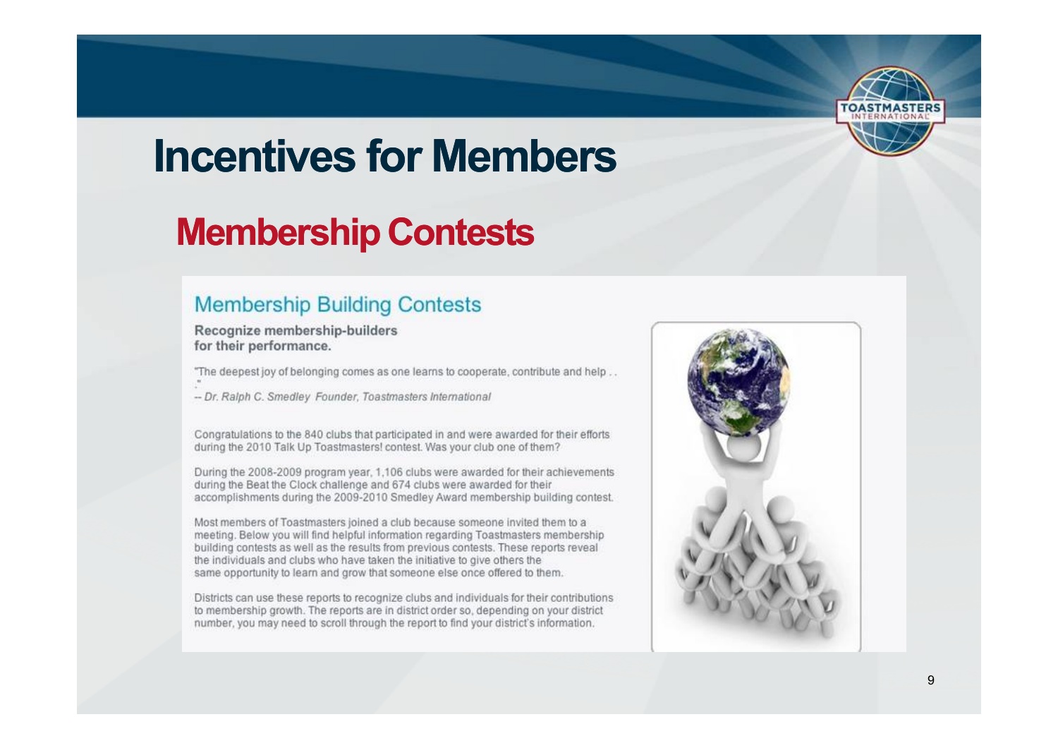# Incentives for Members

## Membership Contests

### Membership Building Contests

**Recognize membership-builders for their performance.**

"The deepest joy of belonging comes as one learns to cooperate, contribute and help . . ."

-- *Dr. Ralph C. Smedley Founder, Toastmasters International*

Congratulations to the 840 clubs that participated in and were awarded for their efforts during the 2010 Talk Up Toastmasters! contest. Was your club one of them?

During the 2008-2009 program year, 1,106 clubs were awarded for their achievements during the Beat the Clock challenge and 674 clubs were awarded for their accomplishments during the 2009-2010 Smedley Award membership building contest.

Most members of Toastmasters joined a club because someone invited them to a meeting. Below you will find helpful information regarding Toastmasters membership building contests as well as the results from previous contests. These reports reveal the individuals and clubs who have taken the initiative to give others the same opportunity to learn and grow that someone else once offered to them.

Districts can use these reports to recognize clubs and individuals for their contributions to membership growth. The reports are in district order so, depending on your district number, you may need to scroll through the report to find your district's information.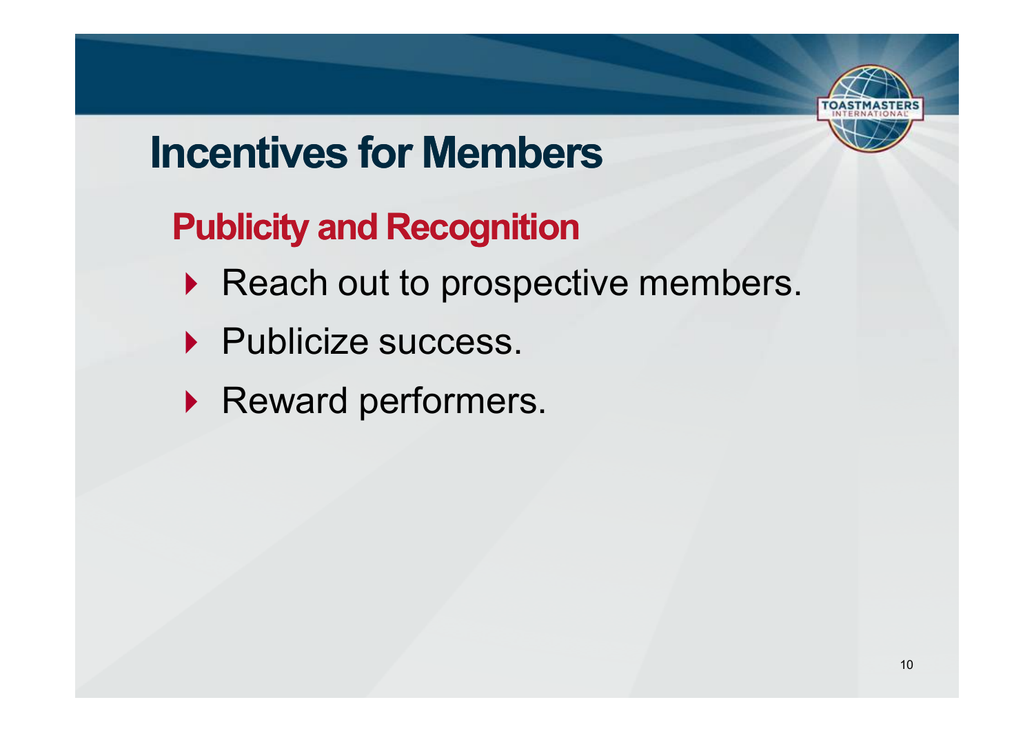# Incentives for Members

## Publicity and Recognition

- Reach out to prospective members.
- Publicize success.
- Reward performers.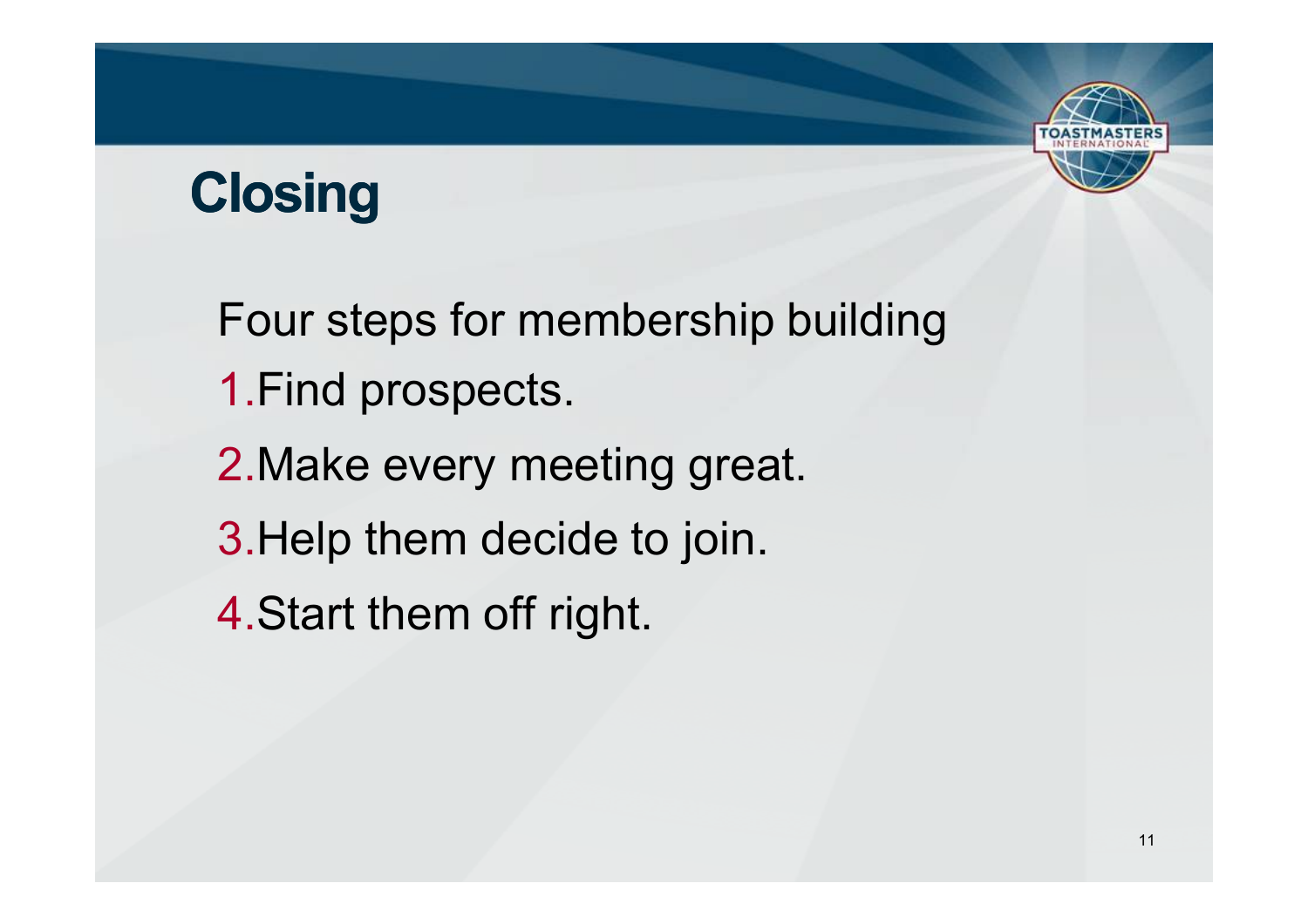# Closing

Four steps for membership building

1. Find prospects.
2. Make every meeting great.
3. Help them decide to join.
4. Start them off right.